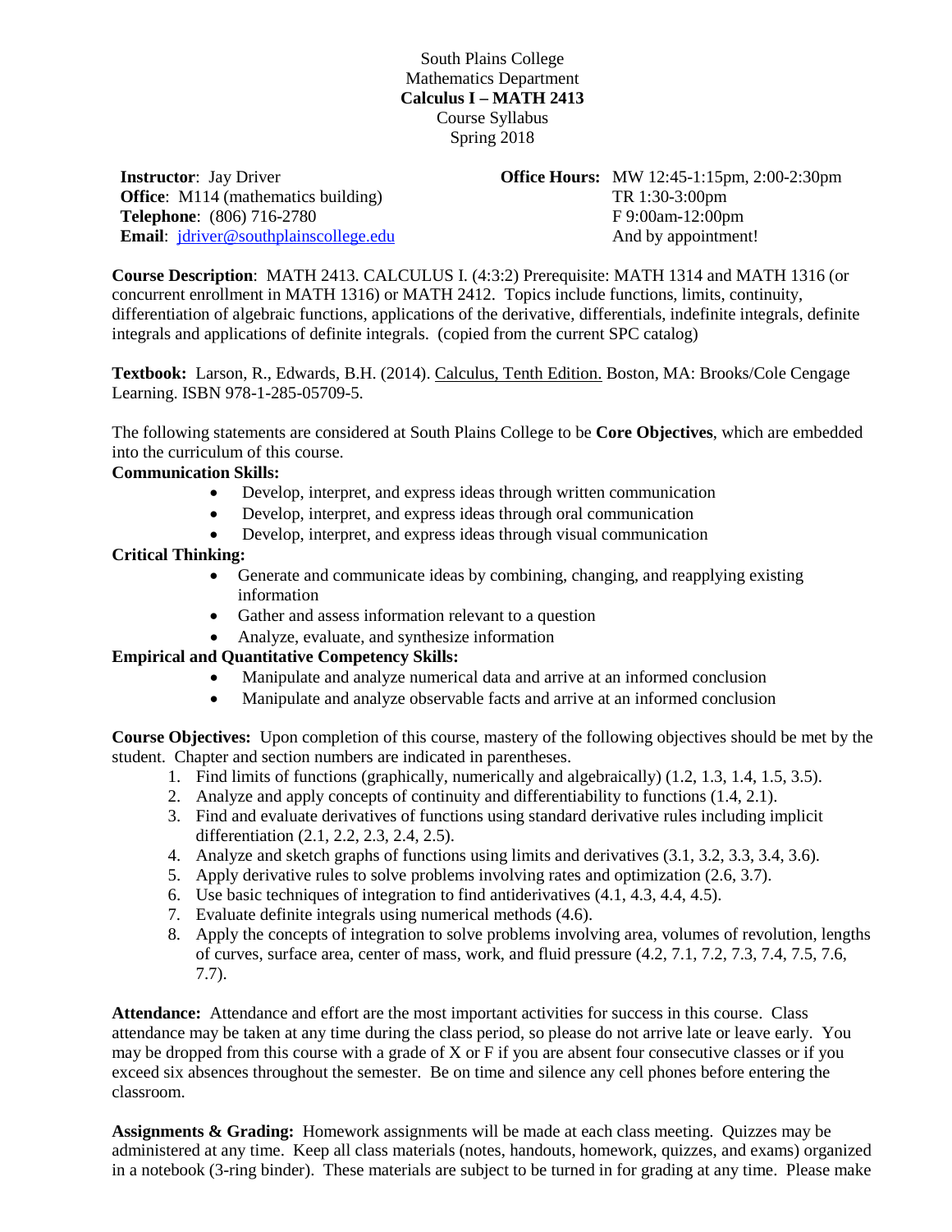South Plains College
Mathematics Department
**Calculus I – MATH 2413**
Course Syllabus
Spring 2018

**Instructor**: Jay Driver
**Office**: M114 (mathematics building)
**Telephone**: (806) 716-2780
**Email**: jdriver@southplainscollege.edu

**Office Hours:** MW 12:45-1:15pm, 2:00-2:30pm
TR 1:30-3:00pm
F 9:00am-12:00pm
And by appointment!

**Course Description**: MATH 2413. CALCULUS I. (4:3:2) Prerequisite: MATH 1314 and MATH 1316 (or concurrent enrollment in MATH 1316) or MATH 2412. Topics include functions, limits, continuity, differentiation of algebraic functions, applications of the derivative, differentials, indefinite integrals, definite integrals and applications of definite integrals. (copied from the current SPC catalog)

**Textbook:** Larson, R., Edwards, B.H. (2014). Calculus, Tenth Edition. Boston, MA: Brooks/Cole Cengage Learning. ISBN 978-1-285-05709-5.

The following statements are considered at South Plains College to be **Core Objectives**, which are embedded into the curriculum of this course.

**Communication Skills:**

- Develop, interpret, and express ideas through written communication
- Develop, interpret, and express ideas through oral communication
- Develop, interpret, and express ideas through visual communication

**Critical Thinking:**

- Generate and communicate ideas by combining, changing, and reapplying existing information
- Gather and assess information relevant to a question
- Analyze, evaluate, and synthesize information

**Empirical and Quantitative Competency Skills:**

- Manipulate and analyze numerical data and arrive at an informed conclusion
- Manipulate and analyze observable facts and arrive at an informed conclusion

**Course Objectives:** Upon completion of this course, mastery of the following objectives should be met by the student. Chapter and section numbers are indicated in parentheses.

1. Find limits of functions (graphically, numerically and algebraically) (1.2, 1.3, 1.4, 1.5, 3.5).
2. Analyze and apply concepts of continuity and differentiability to functions (1.4, 2.1).
3. Find and evaluate derivatives of functions using standard derivative rules including implicit differentiation (2.1, 2.2, 2.3, 2.4, 2.5).
4. Analyze and sketch graphs of functions using limits and derivatives (3.1, 3.2, 3.3, 3.4, 3.6).
5. Apply derivative rules to solve problems involving rates and optimization (2.6, 3.7).
6. Use basic techniques of integration to find antiderivatives (4.1, 4.3, 4.4, 4.5).
7. Evaluate definite integrals using numerical methods (4.6).
8. Apply the concepts of integration to solve problems involving area, volumes of revolution, lengths of curves, surface area, center of mass, work, and fluid pressure (4.2, 7.1, 7.2, 7.3, 7.4, 7.5, 7.6, 7.7).

**Attendance:** Attendance and effort are the most important activities for success in this course. Class attendance may be taken at any time during the class period, so please do not arrive late or leave early. You may be dropped from this course with a grade of X or F if you are absent four consecutive classes or if you exceed six absences throughout the semester. Be on time and silence any cell phones before entering the classroom.

**Assignments & Grading:** Homework assignments will be made at each class meeting. Quizzes may be administered at any time. Keep all class materials (notes, handouts, homework, quizzes, and exams) organized in a notebook (3-ring binder). These materials are subject to be turned in for grading at any time. Please make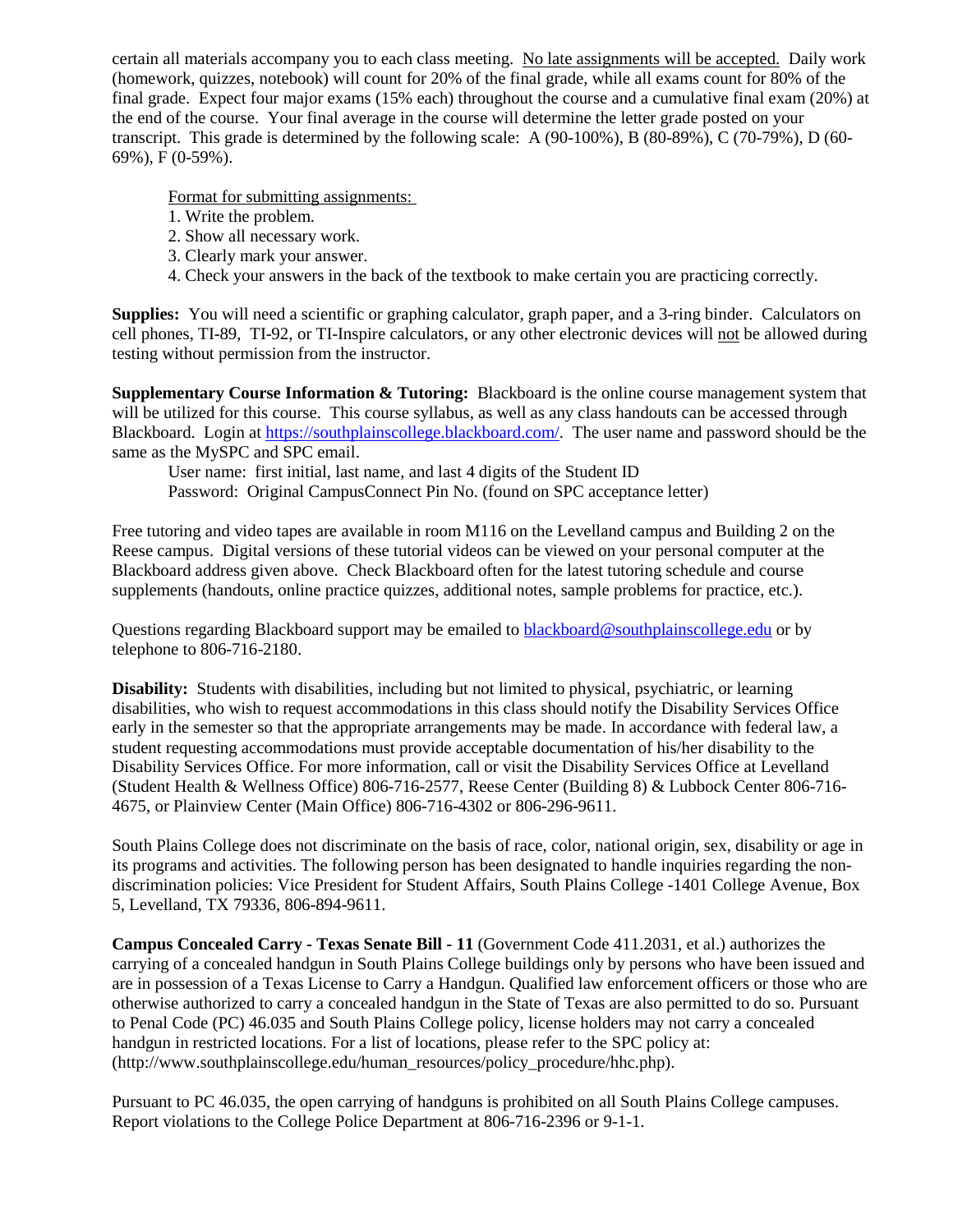certain all materials accompany you to each class meeting. No late assignments will be accepted. Daily work (homework, quizzes, notebook) will count for 20% of the final grade, while all exams count for 80% of the final grade. Expect four major exams (15% each) throughout the course and a cumulative final exam (20%) at the end of the course. Your final average in the course will determine the letter grade posted on your transcript. This grade is determined by the following scale: A (90-100%), B (80-89%), C (70-79%), D (60-69%), F (0-59%).

Format for submitting assignments:

1. Write the problem.
2. Show all necessary work.
3. Clearly mark your answer.
4. Check your answers in the back of the textbook to make certain you are practicing correctly.

**Supplies:** You will need a scientific or graphing calculator, graph paper, and a 3-ring binder. Calculators on cell phones, TI-89, TI-92, or TI-Inspire calculators, or any other electronic devices will not be allowed during testing without permission from the instructor.

**Supplementary Course Information & Tutoring:** Blackboard is the online course management system that will be utilized for this course. This course syllabus, as well as any class handouts can be accessed through Blackboard. Login at https://southplainscollege.blackboard.com/. The user name and password should be the same as the MySPC and SPC email.

User name: first initial, last name, and last 4 digits of the Student ID
Password: Original CampusConnect Pin No. (found on SPC acceptance letter)

Free tutoring and video tapes are available in room M116 on the Levelland campus and Building 2 on the Reese campus. Digital versions of these tutorial videos can be viewed on your personal computer at the Blackboard address given above. Check Blackboard often for the latest tutoring schedule and course supplements (handouts, online practice quizzes, additional notes, sample problems for practice, etc.).

Questions regarding Blackboard support may be emailed to blackboard@southplainscollege.edu or by telephone to 806-716-2180.

**Disability:** Students with disabilities, including but not limited to physical, psychiatric, or learning disabilities, who wish to request accommodations in this class should notify the Disability Services Office early in the semester so that the appropriate arrangements may be made. In accordance with federal law, a student requesting accommodations must provide acceptable documentation of his/her disability to the Disability Services Office. For more information, call or visit the Disability Services Office at Levelland (Student Health & Wellness Office) 806-716-2577, Reese Center (Building 8) & Lubbock Center 806-716-4675, or Plainview Center (Main Office) 806-716-4302 or 806-296-9611.

South Plains College does not discriminate on the basis of race, color, national origin, sex, disability or age in its programs and activities. The following person has been designated to handle inquiries regarding the non-discrimination policies: Vice President for Student Affairs, South Plains College -1401 College Avenue, Box 5, Levelland, TX 79336, 806-894-9611.

**Campus Concealed Carry - Texas Senate Bill - 11** (Government Code 411.2031, et al.) authorizes the carrying of a concealed handgun in South Plains College buildings only by persons who have been issued and are in possession of a Texas License to Carry a Handgun. Qualified law enforcement officers or those who are otherwise authorized to carry a concealed handgun in the State of Texas are also permitted to do so. Pursuant to Penal Code (PC) 46.035 and South Plains College policy, license holders may not carry a concealed handgun in restricted locations. For a list of locations, please refer to the SPC policy at: (http://www.southplainscollege.edu/human_resources/policy_procedure/hhc.php).

Pursuant to PC 46.035, the open carrying of handguns is prohibited on all South Plains College campuses. Report violations to the College Police Department at 806-716-2396 or 9-1-1.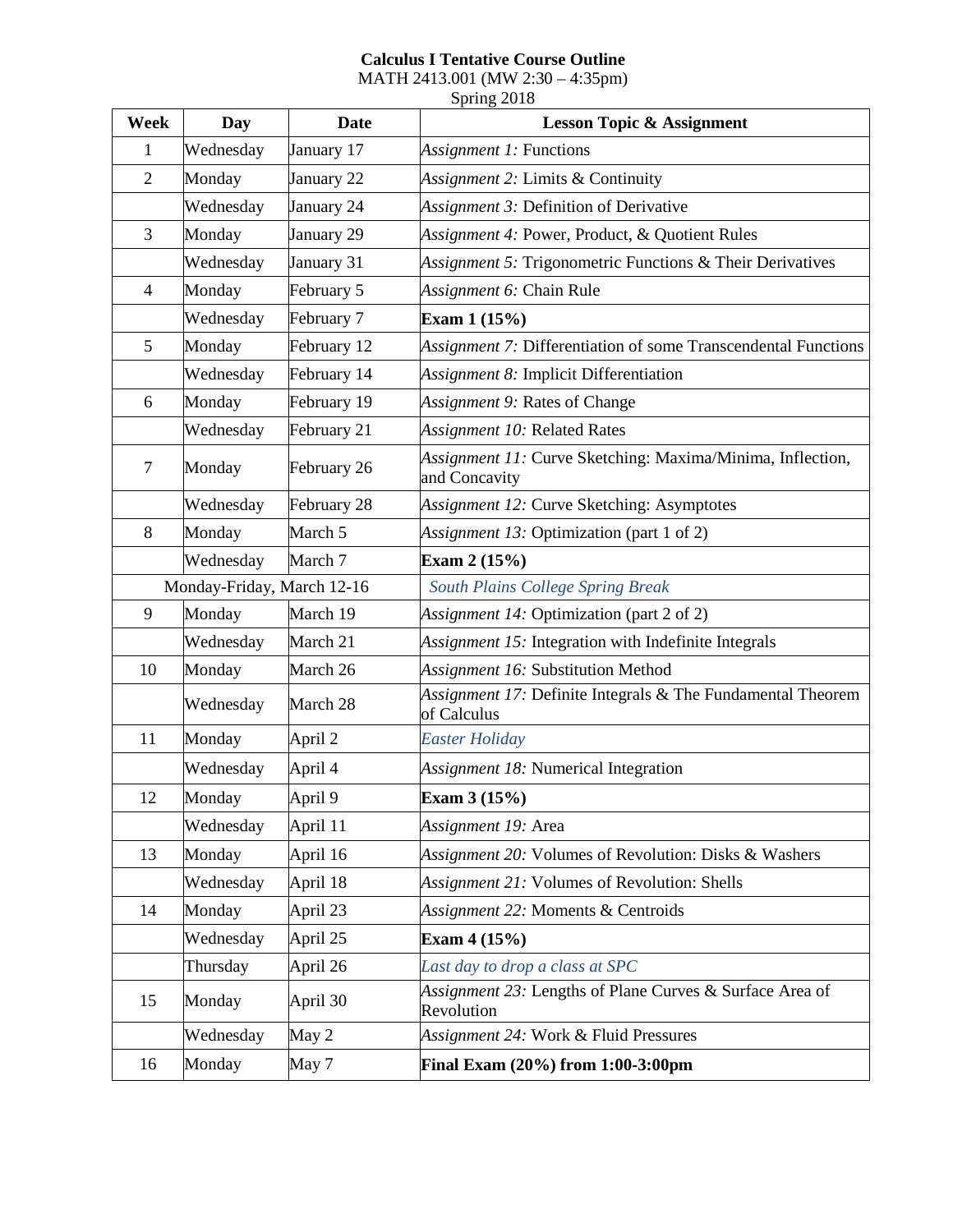**Calculus I Tentative Course Outline**
MATH 2413.001 (MW 2:30 – 4:35pm)
Spring 2018

| Week | Day | Date | Lesson Topic & Assignment |
|---|---|---|---|
| 1 | Wednesday | January 17 | *Assignment 1:* Functions |
| 2 | Monday | January 22 | *Assignment 2:* Limits & Continuity |
| | Wednesday | January 24 | *Assignment 3:* Definition of Derivative |
| 3 | Monday | January 29 | *Assignment 4:* Power, Product, & Quotient Rules |
| | Wednesday | January 31 | *Assignment 5:* Trigonometric Functions & Their Derivatives |
| 4 | Monday | February 5 | *Assignment 6:* Chain Rule |
| | Wednesday | February 7 | **Exam 1 (15%)** |
| 5 | Monday | February 12 | *Assignment 7:* Differentiation of some Transcendental Functions |
| | Wednesday | February 14 | *Assignment 8:* Implicit Differentiation |
| 6 | Monday | February 19 | *Assignment 9:* Rates of Change |
| | Wednesday | February 21 | *Assignment 10:* Related Rates |
| 7 | Monday | February 26 | *Assignment 11:* Curve Sketching: Maxima/Minima, Inflection, and Concavity |
| | Wednesday | February 28 | *Assignment 12:* Curve Sketching: Asymptotes |
| 8 | Monday | March 5 | *Assignment 13:* Optimization (part 1 of 2) |
| | Wednesday | March 7 | **Exam 2 (15%)** |
| Monday-Friday, March 12-16 | | | *South Plains College Spring Break* |
| 9 | Monday | March 19 | *Assignment 14:* Optimization (part 2 of 2) |
| | Wednesday | March 21 | *Assignment 15:* Integration with Indefinite Integrals |
| 10 | Monday | March 26 | *Assignment 16:* Substitution Method |
| | Wednesday | March 28 | *Assignment 17:* Definite Integrals & The Fundamental Theorem of Calculus |
| 11 | Monday | April 2 | *Easter Holiday* |
| | Wednesday | April 4 | *Assignment 18:* Numerical Integration |
| 12 | Monday | April 9 | **Exam 3 (15%)** |
| | Wednesday | April 11 | *Assignment 19:* Area |
| 13 | Monday | April 16 | *Assignment 20:* Volumes of Revolution: Disks & Washers |
| | Wednesday | April 18 | *Assignment 21:* Volumes of Revolution: Shells |
| 14 | Monday | April 23 | *Assignment 22:* Moments & Centroids |
| | Wednesday | April 25 | **Exam 4 (15%)** |
| | Thursday | April 26 | *Last day to drop a class at SPC* |
| 15 | Monday | April 30 | *Assignment 23:* Lengths of Plane Curves & Surface Area of Revolution |
| | Wednesday | May 2 | *Assignment 24:* Work & Fluid Pressures |
| 16 | Monday | May 7 | **Final Exam (20%) from 1:00-3:00pm** |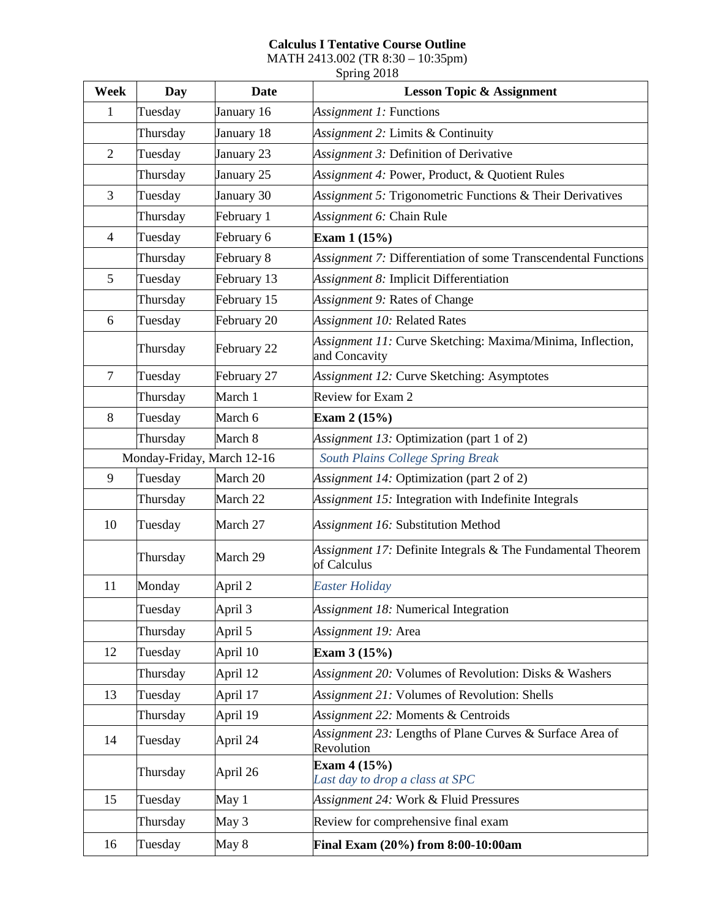**Calculus I Tentative Course Outline**

MATH 2413.002 (TR 8:30 – 10:35pm)

Spring 2018

| Week | Day | Date | Lesson Topic & Assignment |
|---|---|---|---|
| 1 | Tuesday | January 16 | *Assignment 1:* Functions |
| | Thursday | January 18 | *Assignment 2:* Limits & Continuity |
| 2 | Tuesday | January 23 | *Assignment 3:* Definition of Derivative |
| | Thursday | January 25 | *Assignment 4:* Power, Product, & Quotient Rules |
| 3 | Tuesday | January 30 | *Assignment 5:* Trigonometric Functions & Their Derivatives |
| | Thursday | February 1 | *Assignment 6:* Chain Rule |
| 4 | Tuesday | February 6 | **Exam 1 (15%)** |
| | Thursday | February 8 | *Assignment 7:* Differentiation of some Transcendental Functions |
| 5 | Tuesday | February 13 | *Assignment 8:* Implicit Differentiation |
| | Thursday | February 15 | *Assignment 9:* Rates of Change |
| 6 | Tuesday | February 20 | *Assignment 10:* Related Rates |
| | Thursday | February 22 | *Assignment 11:* Curve Sketching: Maxima/Minima, Inflection, and Concavity |
| 7 | Tuesday | February 27 | *Assignment 12:* Curve Sketching: Asymptotes |
| | Thursday | March 1 | Review for Exam 2 |
| 8 | Tuesday | March 6 | **Exam 2 (15%)** |
| | Thursday | March 8 | *Assignment 13:* Optimization (part 1 of 2) |
| Monday-Friday, March 12-16 | | | *South Plains College Spring Break* |
| 9 | Tuesday | March 20 | *Assignment 14:* Optimization (part 2 of 2) |
| | Thursday | March 22 | *Assignment 15:* Integration with Indefinite Integrals |
| 10 | Tuesday | March 27 | *Assignment 16:* Substitution Method |
| | Thursday | March 29 | *Assignment 17:* Definite Integrals & The Fundamental Theorem of Calculus |
| 11 | Monday | April 2 | *Easter Holiday* |
| | Tuesday | April 3 | *Assignment 18:* Numerical Integration |
| | Thursday | April 5 | *Assignment 19:* Area |
| 12 | Tuesday | April 10 | **Exam 3 (15%)** |
| | Thursday | April 12 | *Assignment 20:* Volumes of Revolution: Disks & Washers |
| 13 | Tuesday | April 17 | *Assignment 21:* Volumes of Revolution: Shells |
| | Thursday | April 19 | *Assignment 22:* Moments & Centroids |
| 14 | Tuesday | April 24 | *Assignment 23:* Lengths of Plane Curves & Surface Area of Revolution |
| | Thursday | April 26 | **Exam 4 (15%)** *Last day to drop a class at SPC* |
| 15 | Tuesday | May 1 | *Assignment 24:* Work & Fluid Pressures |
| | Thursday | May 3 | Review for comprehensive final exam |
| 16 | Tuesday | May 8 | **Final Exam (20%) from 8:00-10:00am** |